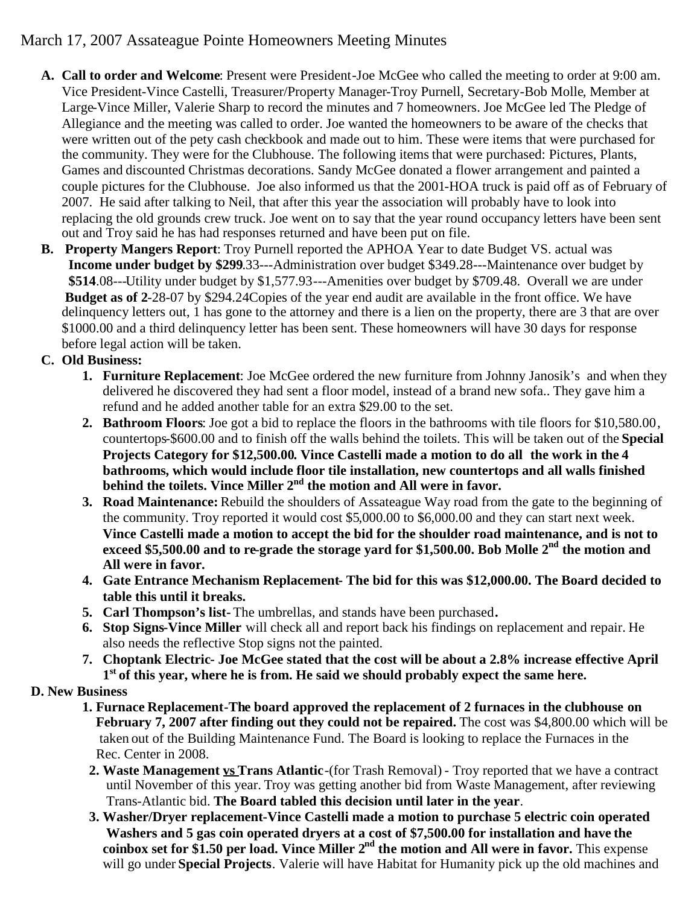March 17, 2007 Assateague Pointe Homeowners Meeting Minutes

**A. Call to order and Welcome**: Present were President-Joe McGee who called the meeting to order at 9:00 am. Vice President-Vince Castelli, Treasurer/Property Manager-Troy Purnell, Secretary-Bob Molle, Member at Large-Vince Miller, Valerie Sharp to record the minutes and 7 homeowners. Joe McGee led The Pledge of Allegiance and the meeting was called to order. Joe wanted the homeowners to be aware of the checks that were written out of the pety cash checkbook and made out to him. These were items that were purchased for the community. They were for the Clubhouse. The following items that were purchased: Pictures, Plants, Games and discounted Christmas decorations. Sandy McGee donated a flower arrangement and painted a couple pictures for the Clubhouse. Joe also informed us that the 2001-HOA truck is paid off as of February of 2007. He said after talking to Neil, that after this year the association will probably have to look into replacing the old grounds crew truck. Joe went on to say that the year round occupancy letters have been sent out and Troy said he has had responses returned and have been put on file.

**B. Property Mangers Report**: Troy Purnell reported the APHOA Year to date Budget VS. actual was **Income under budget by $299**.33---Administration over budget $349.28---Maintenance over budget by **$514**.08---Utility under budget by $1,577.93---Amenities over budget by $709.48. Overall we are under **Budget as of 2**-28-07 by $294.24Copies of the year end audit are available in the front office. We have delinquency letters out, 1 has gone to the attorney and there is a lien on the property, there are 3 that are over $1000.00 and a third delinquency letter has been sent. These homeowners will have 30 days for response before legal action will be taken.

**C. Old Business:**

1. **Furniture Replacement**: Joe McGee ordered the new furniture from Johnny Janosik's and when they delivered he discovered they had sent a floor model, instead of a brand new sofa.. They gave him a refund and he added another table for an extra $29.00 to the set.
2. **Bathroom Floors**: Joe got a bid to replace the floors in the bathrooms with tile floors for $10,580.00, countertops-$600.00 and to finish off the walls behind the toilets. This will be taken out of the **Special Projects Category for $12,500.00. Vince Castelli made a motion to do all the work in the 4 bathrooms, which would include floor tile installation, new countertops and all walls finished behind the toilets. Vince Miller 2nd the motion and All were in favor.**
3. **Road Maintenance:** Rebuild the shoulders of Assateague Way road from the gate to the beginning of the community. Troy reported it would cost $5,000.00 to $6,000.00 and they can start next week. **Vince Castelli made a motion to accept the bid for the shoulder road maintenance, and is not to exceed $5,500.00 and to re-grade the storage yard for $1,500.00. Bob Molle 2nd the motion and All were in favor.**
4. **Gate Entrance Mechanism Replacement- The bid for this was $12,000.00. The Board decided to table this until it breaks.**
5. **Carl Thompson's list-** The umbrellas, and stands have been purchased**.**
6. **Stop Signs-Vince Miller** will check all and report back his findings on replacement and repair. He also needs the reflective Stop signs not the painted.
7. **Choptank Electric- Joe McGee stated that the cost will be about a 2.8% increase effective April 1st of this year, where he is from. He said we should probably expect the same here.**

**D. New Business**

1. **Furnace Replacement-The board approved the replacement of 2 furnaces in the clubhouse on February 7, 2007 after finding out they could not be repaired.** The cost was $4,800.00 which will be taken out of the Building Maintenance Fund. The Board is looking to replace the Furnaces in the Rec. Center in 2008.
2. **Waste Management vs Trans Atlantic**-(for Trash Removal) - Troy reported that we have a contract until November of this year. Troy was getting another bid from Waste Management, after reviewing Trans-Atlantic bid. **The Board tabled this decision until later in the year**.
3. **Washer/Dryer replacement-Vince Castelli made a motion to purchase 5 electric coin operated Washers and 5 gas coin operated dryers at a cost of $7,500.00 for installation and have the coinbox set for $1.50 per load. Vince Miller 2nd the motion and All were in favor.** This expense will go under **Special Projects**. Valerie will have Habitat for Humanity pick up the old machines and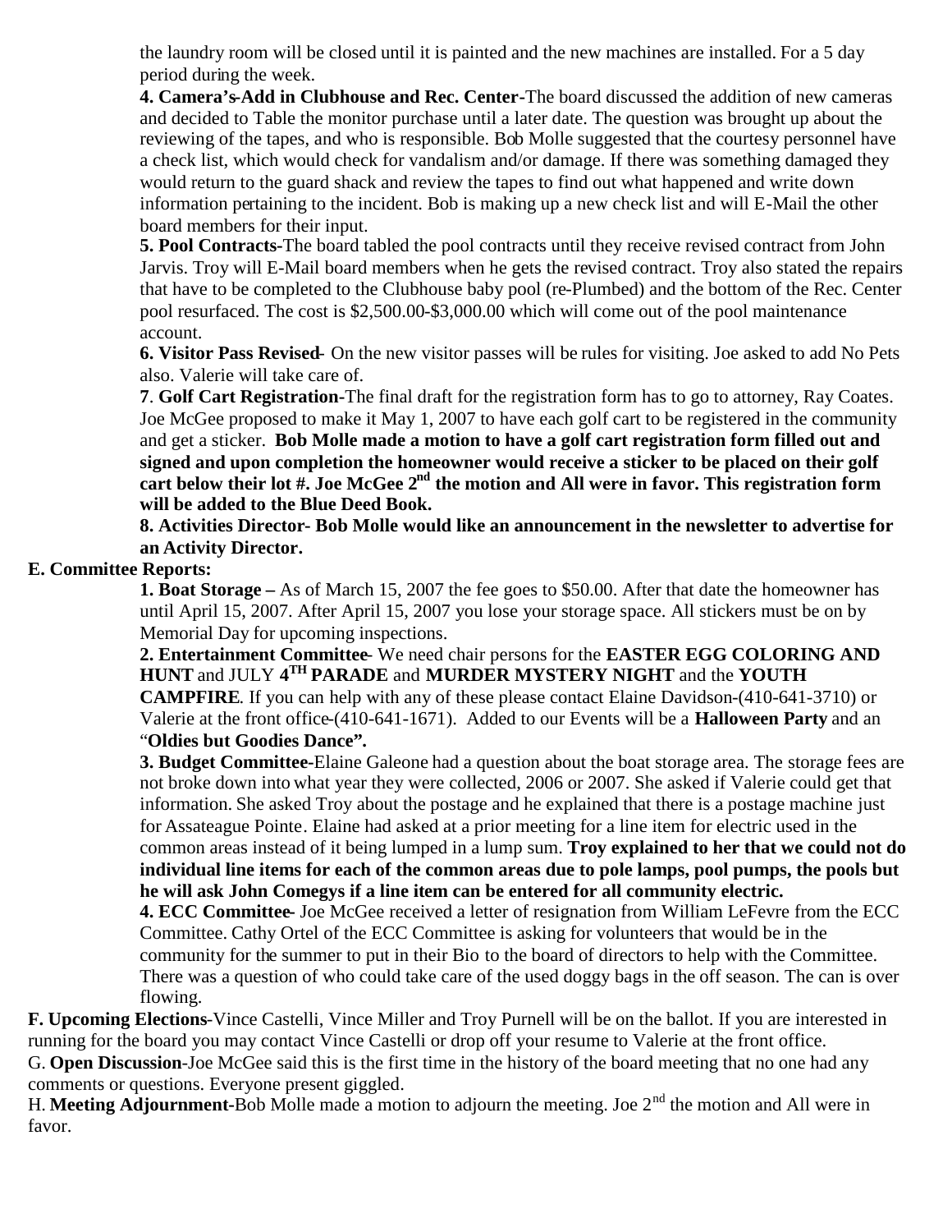the laundry room will be closed until it is painted and the new machines are installed. For a 5 day period during the week.

**4. Camera's-Add in Clubhouse and Rec. Center-**The board discussed the addition of new cameras and decided to Table the monitor purchase until a later date. The question was brought up about the reviewing of the tapes, and who is responsible. Bob Molle suggested that the courtesy personnel have a check list, which would check for vandalism and/or damage. If there was something damaged they would return to the guard shack and review the tapes to find out what happened and write down information pertaining to the incident. Bob is making up a new check list and will E-Mail the other board members for their input.

**5. Pool Contracts-**The board tabled the pool contracts until they receive revised contract from John Jarvis. Troy will E-Mail board members when he gets the revised contract. Troy also stated the repairs that have to be completed to the Clubhouse baby pool (re-Plumbed) and the bottom of the Rec. Center pool resurfaced. The cost is $2,500.00-$3,000.00 which will come out of the pool maintenance account.

**6. Visitor Pass Revised**- On the new visitor passes will be rules for visiting. Joe asked to add No Pets also. Valerie will take care of.

**7**. **Golf Cart Registration-**The final draft for the registration form has to go to attorney, Ray Coates. Joe McGee proposed to make it May 1, 2007 to have each golf cart to be registered in the community and get a sticker. **Bob Molle made a motion to have a golf cart registration form filled out and signed and upon completion the homeowner would receive a sticker to be placed on their golf cart below their lot #. Joe McGee 2nd the motion and All were in favor. This registration form will be added to the Blue Deed Book.**

**8. Activities Director- Bob Molle would like an announcement in the newsletter to advertise for an Activity Director.**

**E. Committee Reports:**

**1. Boat Storage –** As of March 15, 2007 the fee goes to $50.00. After that date the homeowner has until April 15, 2007. After April 15, 2007 you lose your storage space. All stickers must be on by Memorial Day for upcoming inspections.

**2. Entertainment Committee**- We need chair persons for the **EASTER EGG COLORING AND HUNT** and JULY **4TH PARADE** and **MURDER MYSTERY NIGHT** and the **YOUTH CAMPFIRE**. If you can help with any of these please contact Elaine Davidson-(410-641-3710) or Valerie at the front office-(410-641-1671). Added to our Events will be a **Halloween Party** and an "**Oldies but Goodies Dance".**

**3. Budget Committee-**Elaine Galeone had a question about the boat storage area. The storage fees are not broke down into what year they were collected, 2006 or 2007. She asked if Valerie could get that information. She asked Troy about the postage and he explained that there is a postage machine just for Assateague Pointe. Elaine had asked at a prior meeting for a line item for electric used in the common areas instead of it being lumped in a lump sum. **Troy explained to her that we could not do individual line items for each of the common areas due to pole lamps, pool pumps, the pools but he will ask John Comegys if a line item can be entered for all community electric.**

**4. ECC Committee**- Joe McGee received a letter of resignation from William LeFevre from the ECC Committee. Cathy Ortel of the ECC Committee is asking for volunteers that would be in the community for the summer to put in their Bio to the board of directors to help with the Committee. There was a question of who could take care of the used doggy bags in the off season. The can is over flowing.

**F. Upcoming Elections**-Vince Castelli, Vince Miller and Troy Purnell will be on the ballot. If you are interested in running for the board you may contact Vince Castelli or drop off your resume to Valerie at the front office.

G. **Open Discussion**-Joe McGee said this is the first time in the history of the board meeting that no one had any comments or questions. Everyone present giggled.

H. **Meeting Adjournment**-Bob Molle made a motion to adjourn the meeting. Joe 2nd the motion and All were in favor.